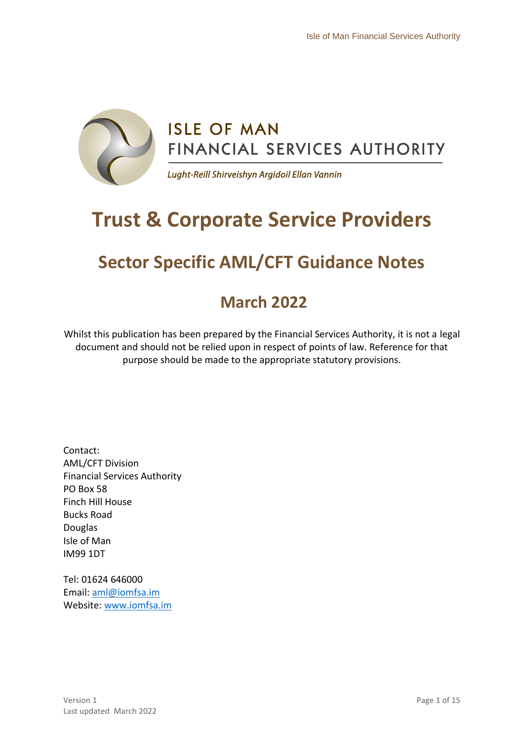ISLE OF MAN
FINANCIAL SERVICES AUTHORITY

*Lught-Reill Shirveishyn Argidoil Ellan Vannin*

# Trust & Corporate Service Providers

## Sector Specific AML/CFT Guidance Notes

## March 2022

Whilst this publication has been prepared by the Financial Services Authority, it is not a legal document and should not be relied upon in respect of points of law. Reference for that purpose should be made to the appropriate statutory provisions.

Contact:
AML/CFT Division
Financial Services Authority
PO Box 58
Finch Hill House
Bucks Road
Douglas
Isle of Man
IM99 1DT

Tel: 01624 646000
Email: aml@iomfsa.im
Website: www.iomfsa.im

Version 1
Last updated March 2022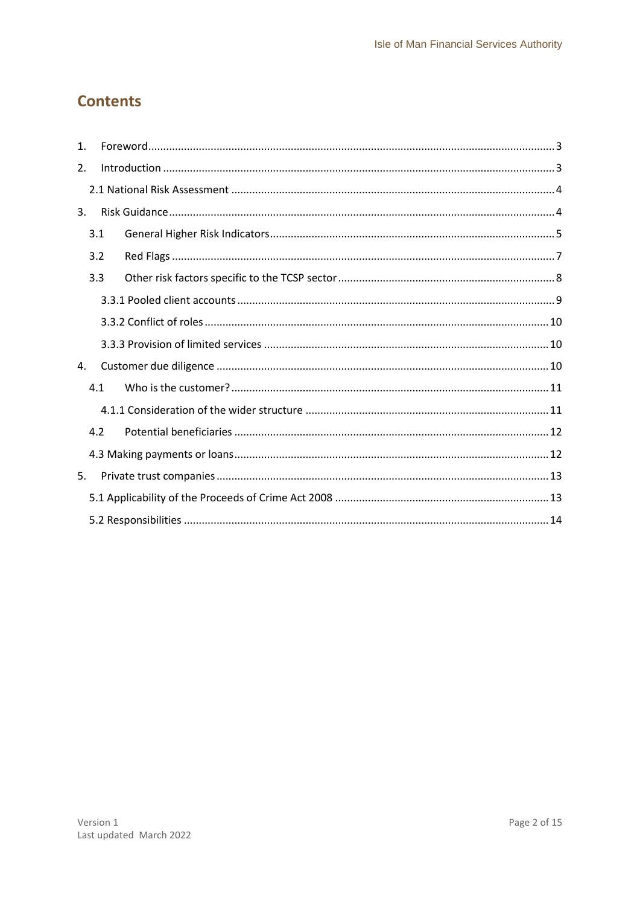## Contents

1. Foreword ... 3
2. Introduction ... 3
   - 2.1 National Risk Assessment ... 4
3. Risk Guidance ... 4
   - 3.1 General Higher Risk Indicators ... 5
   - 3.2 Red Flags ... 7
   - 3.3 Other risk factors specific to the TCSP sector ... 8
     - 3.3.1 Pooled client accounts ... 9
     - 3.3.2 Conflict of roles ... 10
     - 3.3.3 Provision of limited services ... 10
4. Customer due diligence ... 10
   - 4.1 Who is the customer? ... 11
     - 4.1.1 Consideration of the wider structure ... 11
   - 4.2 Potential beneficiaries ... 12
   - 4.3 Making payments or loans ... 12
5. Private trust companies ... 13
   - 5.1 Applicability of the Proceeds of Crime Act 2008 ... 13
   - 5.2 Responsibilities ... 14

Version 1
Last updated March 2022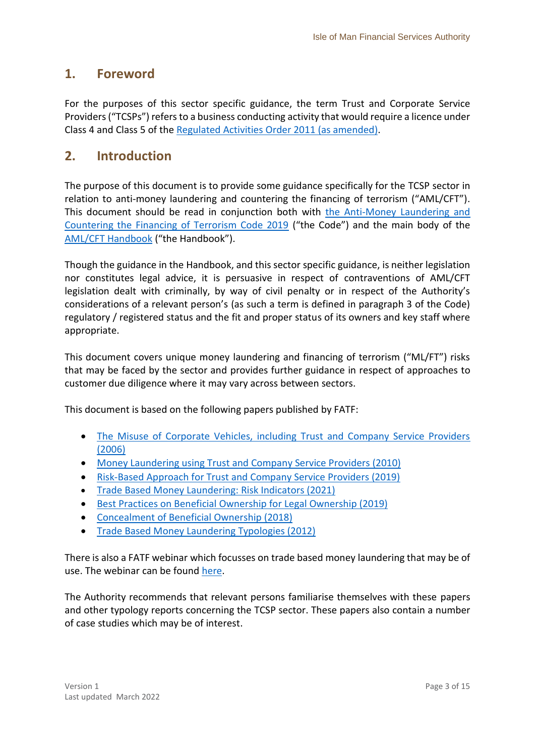## 1. Foreword

For the purposes of this sector specific guidance, the term Trust and Corporate Service Providers ("TCSPs") refers to a business conducting activity that would require a licence under Class 4 and Class 5 of the Regulated Activities Order 2011 (as amended).

## 2. Introduction

The purpose of this document is to provide some guidance specifically for the TCSP sector in relation to anti-money laundering and countering the financing of terrorism ("AML/CFT"). This document should be read in conjunction both with the Anti-Money Laundering and Countering the Financing of Terrorism Code 2019 ("the Code") and the main body of the AML/CFT Handbook ("the Handbook").

Though the guidance in the Handbook, and this sector specific guidance, is neither legislation nor constitutes legal advice, it is persuasive in respect of contraventions of AML/CFT legislation dealt with criminally, by way of civil penalty or in respect of the Authority's considerations of a relevant person's (as such a term is defined in paragraph 3 of the Code) regulatory / registered status and the fit and proper status of its owners and key staff where appropriate.

This document covers unique money laundering and financing of terrorism ("ML/FT") risks that may be faced by the sector and provides further guidance in respect of approaches to customer due diligence where it may vary across between sectors.

This document is based on the following papers published by FATF:

- The Misuse of Corporate Vehicles, including Trust and Company Service Providers (2006)
- Money Laundering using Trust and Company Service Providers (2010)
- Risk-Based Approach for Trust and Company Service Providers (2019)
- Trade Based Money Laundering: Risk Indicators (2021)
- Best Practices on Beneficial Ownership for Legal Ownership (2019)
- Concealment of Beneficial Ownership (2018)
- Trade Based Money Laundering Typologies (2012)

There is also a FATF webinar which focusses on trade based money laundering that may be of use. The webinar can be found here.

The Authority recommends that relevant persons familiarise themselves with these papers and other typology reports concerning the TCSP sector. These papers also contain a number of case studies which may be of interest.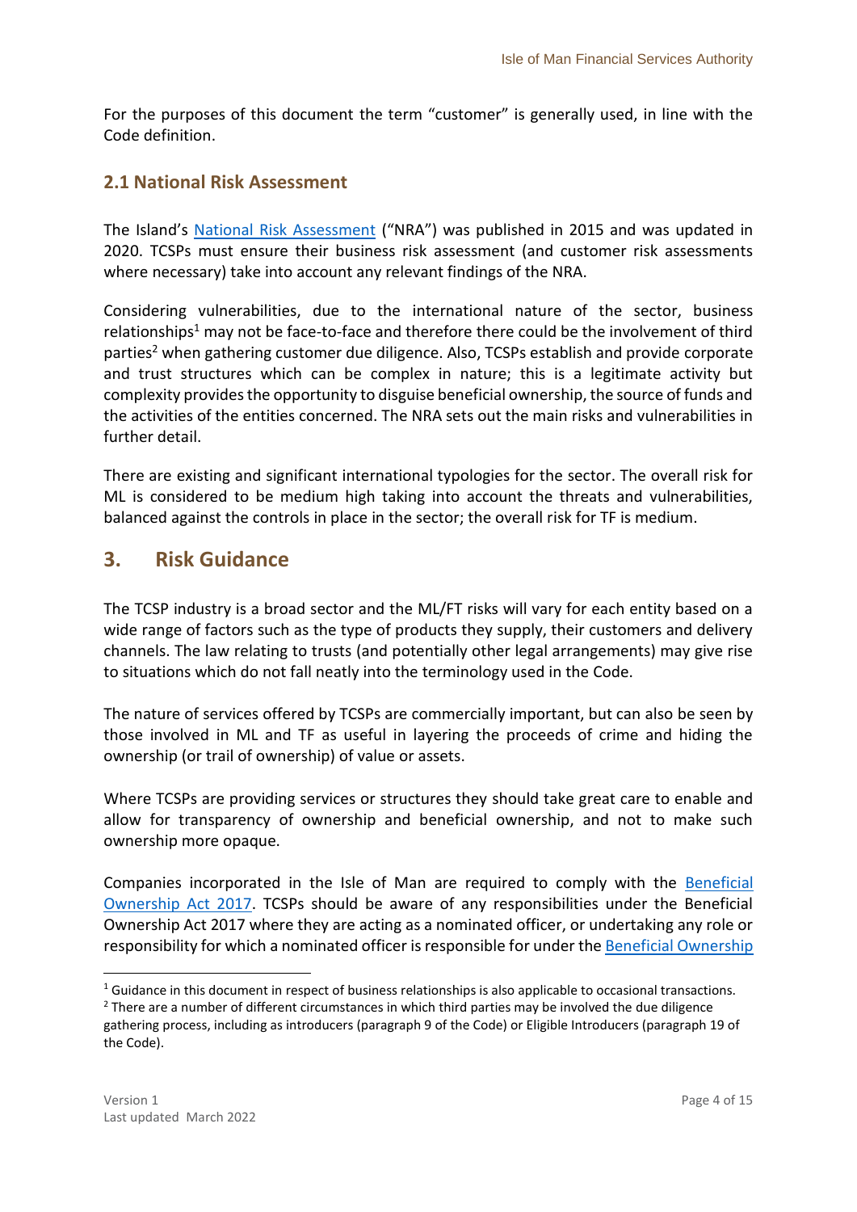For the purposes of this document the term "customer" is generally used, in line with the Code definition.

### 2.1 National Risk Assessment

The Island's National Risk Assessment ("NRA") was published in 2015 and was updated in 2020. TCSPs must ensure their business risk assessment (and customer risk assessments where necessary) take into account any relevant findings of the NRA.

Considering vulnerabilities, due to the international nature of the sector, business relationships[1] may not be face-to-face and therefore there could be the involvement of third parties[2] when gathering customer due diligence. Also, TCSPs establish and provide corporate and trust structures which can be complex in nature; this is a legitimate activity but complexity provides the opportunity to disguise beneficial ownership, the source of funds and the activities of the entities concerned. The NRA sets out the main risks and vulnerabilities in further detail.

There are existing and significant international typologies for the sector. The overall risk for ML is considered to be medium high taking into account the threats and vulnerabilities, balanced against the controls in place in the sector; the overall risk for TF is medium.

## 3. Risk Guidance

The TCSP industry is a broad sector and the ML/FT risks will vary for each entity based on a wide range of factors such as the type of products they supply, their customers and delivery channels. The law relating to trusts (and potentially other legal arrangements) may give rise to situations which do not fall neatly into the terminology used in the Code.

The nature of services offered by TCSPs are commercially important, but can also be seen by those involved in ML and TF as useful in layering the proceeds of crime and hiding the ownership (or trail of ownership) of value or assets.

Where TCSPs are providing services or structures they should take great care to enable and allow for transparency of ownership and beneficial ownership, and not to make such ownership more opaque.

Companies incorporated in the Isle of Man are required to comply with the Beneficial Ownership Act 2017. TCSPs should be aware of any responsibilities under the Beneficial Ownership Act 2017 where they are acting as a nominated officer, or undertaking any role or responsibility for which a nominated officer is responsible for under the Beneficial Ownership

[1] Guidance in this document in respect of business relationships is also applicable to occasional transactions.

[2] There are a number of different circumstances in which third parties may be involved the due diligence gathering process, including as introducers (paragraph 9 of the Code) or Eligible Introducers (paragraph 19 of the Code).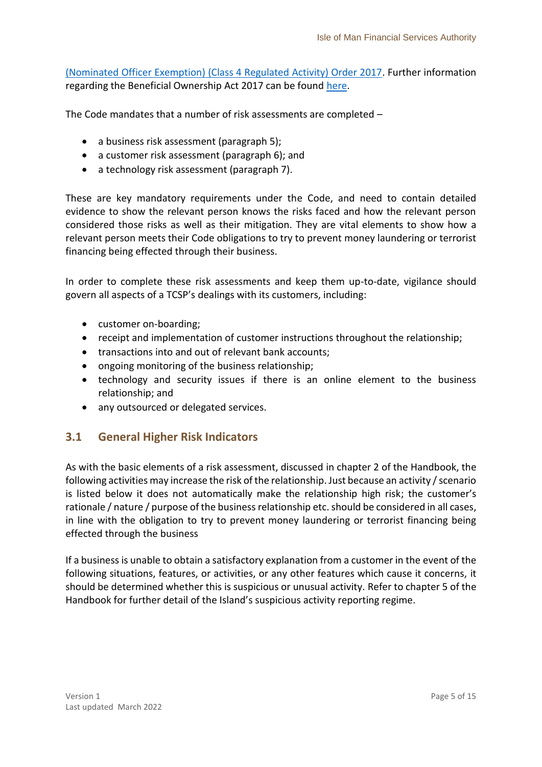(Nominated Officer Exemption) (Class 4 Regulated Activity) Order 2017. Further information regarding the Beneficial Ownership Act 2017 can be found here.

The Code mandates that a number of risk assessments are completed –

- a business risk assessment (paragraph 5);
- a customer risk assessment (paragraph 6); and
- a technology risk assessment (paragraph 7).

These are key mandatory requirements under the Code, and need to contain detailed evidence to show the relevant person knows the risks faced and how the relevant person considered those risks as well as their mitigation. They are vital elements to show how a relevant person meets their Code obligations to try to prevent money laundering or terrorist financing being effected through their business.

In order to complete these risk assessments and keep them up-to-date, vigilance should govern all aspects of a TCSP's dealings with its customers, including:

- customer on-boarding;
- receipt and implementation of customer instructions throughout the relationship;
- transactions into and out of relevant bank accounts;
- ongoing monitoring of the business relationship;
- technology and security issues if there is an online element to the business relationship; and
- any outsourced or delegated services.

## 3.1 General Higher Risk Indicators

As with the basic elements of a risk assessment, discussed in chapter 2 of the Handbook, the following activities may increase the risk of the relationship. Just because an activity / scenario is listed below it does not automatically make the relationship high risk; the customer's rationale / nature / purpose of the business relationship etc. should be considered in all cases, in line with the obligation to try to prevent money laundering or terrorist financing being effected through the business

If a business is unable to obtain a satisfactory explanation from a customer in the event of the following situations, features, or activities, or any other features which cause it concerns, it should be determined whether this is suspicious or unusual activity. Refer to chapter 5 of the Handbook for further detail of the Island's suspicious activity reporting regime.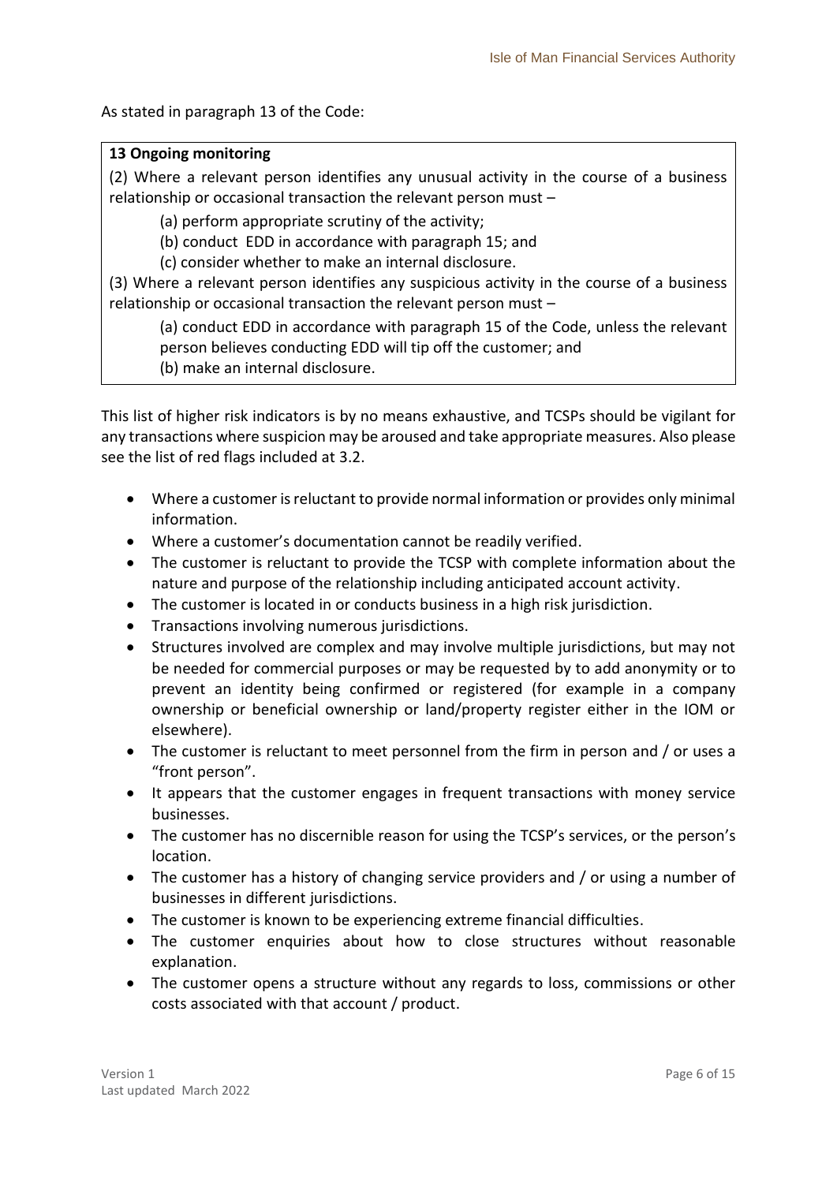As stated in paragraph 13 of the Code:

> **13 Ongoing monitoring**
>
> (2) Where a relevant person identifies any unusual activity in the course of a business relationship or occasional transaction the relevant person must –
>
> (a) perform appropriate scrutiny of the activity;
>
> (b) conduct EDD in accordance with paragraph 15; and
>
> (c) consider whether to make an internal disclosure.
>
> (3) Where a relevant person identifies any suspicious activity in the course of a business relationship or occasional transaction the relevant person must –
>
> (a) conduct EDD in accordance with paragraph 15 of the Code, unless the relevant person believes conducting EDD will tip off the customer; and
>
> (b) make an internal disclosure.

This list of higher risk indicators is by no means exhaustive, and TCSPs should be vigilant for any transactions where suspicion may be aroused and take appropriate measures. Also please see the list of red flags included at 3.2.

- Where a customer is reluctant to provide normal information or provides only minimal information.
- Where a customer's documentation cannot be readily verified.
- The customer is reluctant to provide the TCSP with complete information about the nature and purpose of the relationship including anticipated account activity.
- The customer is located in or conducts business in a high risk jurisdiction.
- Transactions involving numerous jurisdictions.
- Structures involved are complex and may involve multiple jurisdictions, but may not be needed for commercial purposes or may be requested by to add anonymity or to prevent an identity being confirmed or registered (for example in a company ownership or beneficial ownership or land/property register either in the IOM or elsewhere).
- The customer is reluctant to meet personnel from the firm in person and / or uses a "front person".
- It appears that the customer engages in frequent transactions with money service businesses.
- The customer has no discernible reason for using the TCSP's services, or the person's location.
- The customer has a history of changing service providers and / or using a number of businesses in different jurisdictions.
- The customer is known to be experiencing extreme financial difficulties.
- The customer enquiries about how to close structures without reasonable explanation.
- The customer opens a structure without any regards to loss, commissions or other costs associated with that account / product.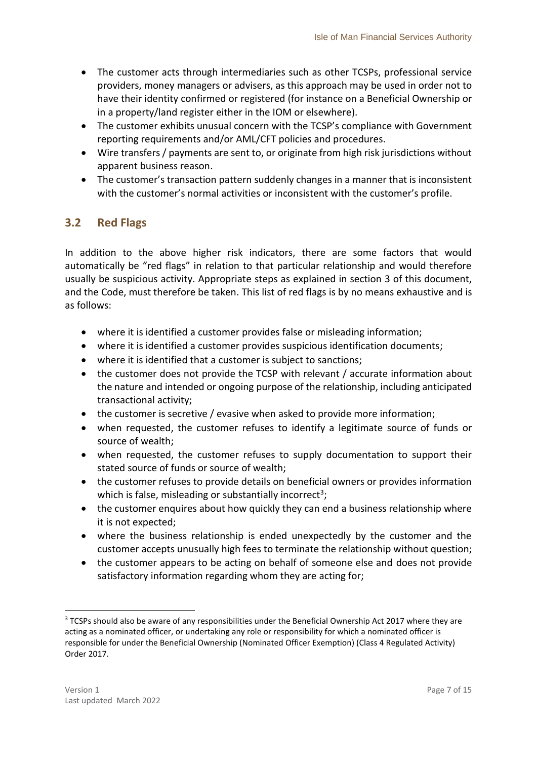- The customer acts through intermediaries such as other TCSPs, professional service providers, money managers or advisers, as this approach may be used in order not to have their identity confirmed or registered (for instance on a Beneficial Ownership or in a property/land register either in the IOM or elsewhere).
- The customer exhibits unusual concern with the TCSP's compliance with Government reporting requirements and/or AML/CFT policies and procedures.
- Wire transfers / payments are sent to, or originate from high risk jurisdictions without apparent business reason.
- The customer's transaction pattern suddenly changes in a manner that is inconsistent with the customer's normal activities or inconsistent with the customer's profile.

## 3.2 Red Flags

In addition to the above higher risk indicators, there are some factors that would automatically be "red flags" in relation to that particular relationship and would therefore usually be suspicious activity. Appropriate steps as explained in section 3 of this document, and the Code, must therefore be taken. This list of red flags is by no means exhaustive and is as follows:

- where it is identified a customer provides false or misleading information;
- where it is identified a customer provides suspicious identification documents;
- where it is identified that a customer is subject to sanctions;
- the customer does not provide the TCSP with relevant / accurate information about the nature and intended or ongoing purpose of the relationship, including anticipated transactional activity;
- the customer is secretive / evasive when asked to provide more information;
- when requested, the customer refuses to identify a legitimate source of funds or source of wealth;
- when requested, the customer refuses to supply documentation to support their stated source of funds or source of wealth;
- the customer refuses to provide details on beneficial owners or provides information which is false, misleading or substantially incorrect[3];
- the customer enquires about how quickly they can end a business relationship where it is not expected;
- where the business relationship is ended unexpectedly by the customer and the customer accepts unusually high fees to terminate the relationship without question;
- the customer appears to be acting on behalf of someone else and does not provide satisfactory information regarding whom they are acting for;

[3] TCSPs should also be aware of any responsibilities under the Beneficial Ownership Act 2017 where they are acting as a nominated officer, or undertaking any role or responsibility for which a nominated officer is responsible for under the Beneficial Ownership (Nominated Officer Exemption) (Class 4 Regulated Activity) Order 2017.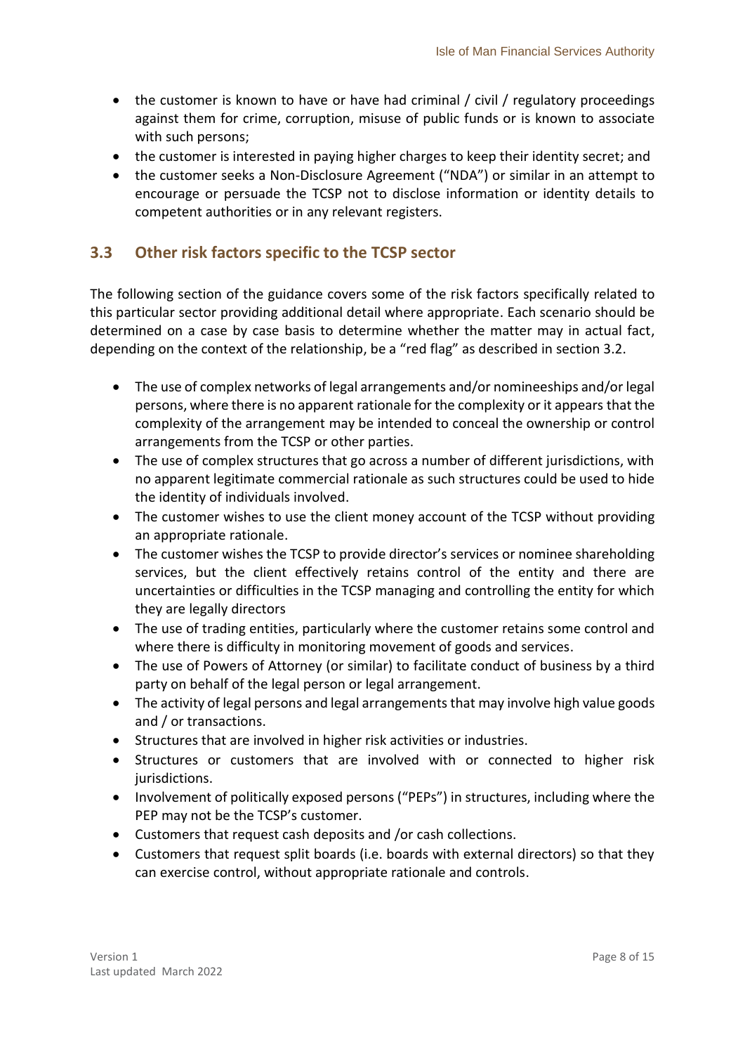- the customer is known to have or have had criminal / civil / regulatory proceedings against them for crime, corruption, misuse of public funds or is known to associate with such persons;
- the customer is interested in paying higher charges to keep their identity secret; and
- the customer seeks a Non-Disclosure Agreement ("NDA") or similar in an attempt to encourage or persuade the TCSP not to disclose information or identity details to competent authorities or in any relevant registers.

## 3.3 Other risk factors specific to the TCSP sector

The following section of the guidance covers some of the risk factors specifically related to this particular sector providing additional detail where appropriate. Each scenario should be determined on a case by case basis to determine whether the matter may in actual fact, depending on the context of the relationship, be a "red flag" as described in section 3.2.

- The use of complex networks of legal arrangements and/or nomineeships and/or legal persons, where there is no apparent rationale for the complexity or it appears that the complexity of the arrangement may be intended to conceal the ownership or control arrangements from the TCSP or other parties.
- The use of complex structures that go across a number of different jurisdictions, with no apparent legitimate commercial rationale as such structures could be used to hide the identity of individuals involved.
- The customer wishes to use the client money account of the TCSP without providing an appropriate rationale.
- The customer wishes the TCSP to provide director's services or nominee shareholding services, but the client effectively retains control of the entity and there are uncertainties or difficulties in the TCSP managing and controlling the entity for which they are legally directors
- The use of trading entities, particularly where the customer retains some control and where there is difficulty in monitoring movement of goods and services.
- The use of Powers of Attorney (or similar) to facilitate conduct of business by a third party on behalf of the legal person or legal arrangement.
- The activity of legal persons and legal arrangements that may involve high value goods and / or transactions.
- Structures that are involved in higher risk activities or industries.
- Structures or customers that are involved with or connected to higher risk jurisdictions.
- Involvement of politically exposed persons ("PEPs") in structures, including where the PEP may not be the TCSP's customer.
- Customers that request cash deposits and /or cash collections.
- Customers that request split boards (i.e. boards with external directors) so that they can exercise control, without appropriate rationale and controls.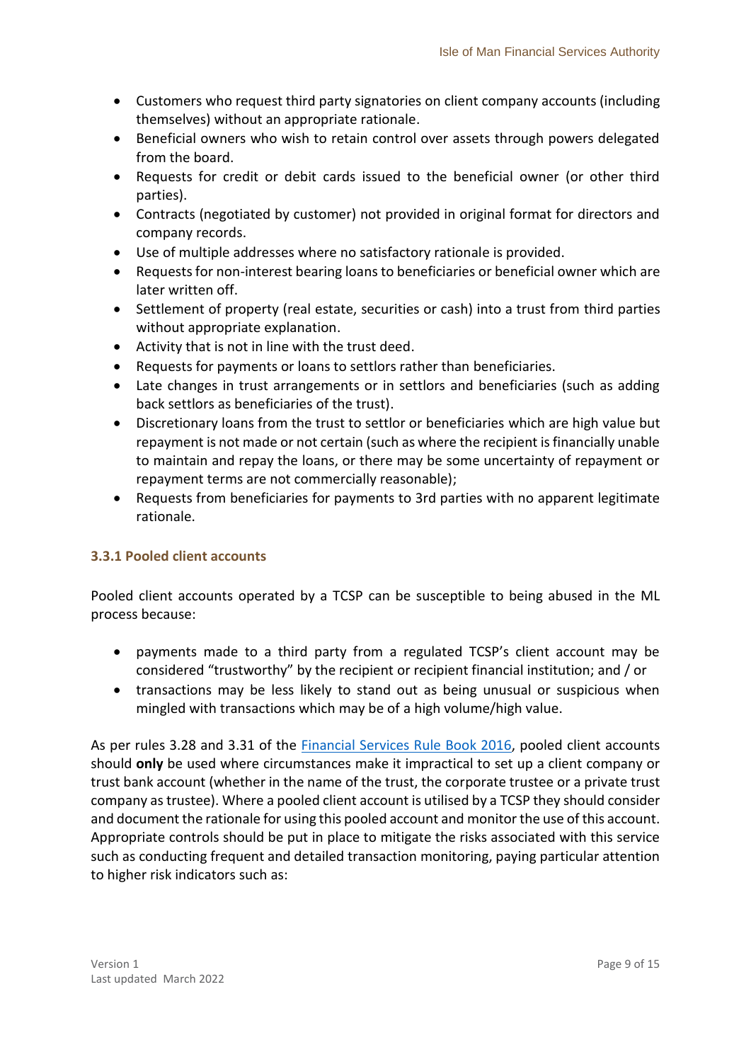- Customers who request third party signatories on client company accounts (including themselves) without an appropriate rationale.
- Beneficial owners who wish to retain control over assets through powers delegated from the board.
- Requests for credit or debit cards issued to the beneficial owner (or other third parties).
- Contracts (negotiated by customer) not provided in original format for directors and company records.
- Use of multiple addresses where no satisfactory rationale is provided.
- Requests for non-interest bearing loans to beneficiaries or beneficial owner which are later written off.
- Settlement of property (real estate, securities or cash) into a trust from third parties without appropriate explanation.
- Activity that is not in line with the trust deed.
- Requests for payments or loans to settlors rather than beneficiaries.
- Late changes in trust arrangements or in settlors and beneficiaries (such as adding back settlors as beneficiaries of the trust).
- Discretionary loans from the trust to settlor or beneficiaries which are high value but repayment is not made or not certain (such as where the recipient is financially unable to maintain and repay the loans, or there may be some uncertainty of repayment or repayment terms are not commercially reasonable);
- Requests from beneficiaries for payments to 3rd parties with no apparent legitimate rationale.

### 3.3.1 Pooled client accounts

Pooled client accounts operated by a TCSP can be susceptible to being abused in the ML process because:

- payments made to a third party from a regulated TCSP's client account may be considered "trustworthy" by the recipient or recipient financial institution; and / or
- transactions may be less likely to stand out as being unusual or suspicious when mingled with transactions which may be of a high volume/high value.

As per rules 3.28 and 3.31 of the Financial Services Rule Book 2016, pooled client accounts should **only** be used where circumstances make it impractical to set up a client company or trust bank account (whether in the name of the trust, the corporate trustee or a private trust company as trustee). Where a pooled client account is utilised by a TCSP they should consider and document the rationale for using this pooled account and monitor the use of this account. Appropriate controls should be put in place to mitigate the risks associated with this service such as conducting frequent and detailed transaction monitoring, paying particular attention to higher risk indicators such as: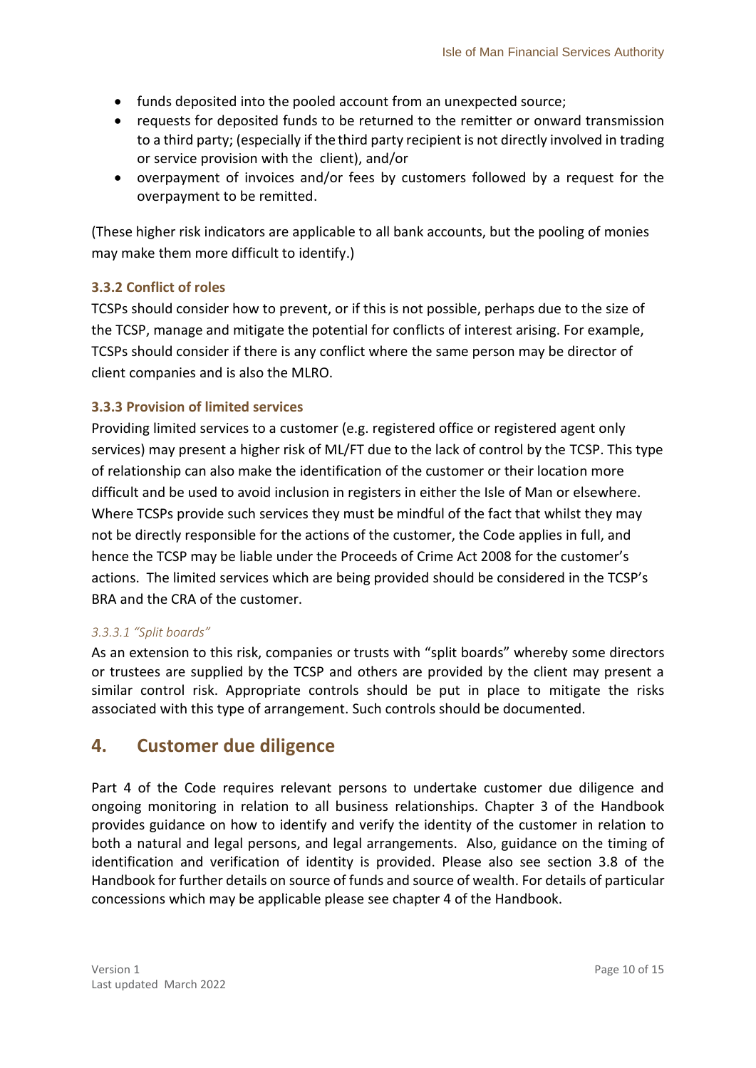- funds deposited into the pooled account from an unexpected source;
- requests for deposited funds to be returned to the remitter or onward transmission to a third party; (especially if the third party recipient is not directly involved in trading or service provision with the client), and/or
- overpayment of invoices and/or fees by customers followed by a request for the overpayment to be remitted.

(These higher risk indicators are applicable to all bank accounts, but the pooling of monies may make them more difficult to identify.)

### 3.3.2 Conflict of roles

TCSPs should consider how to prevent, or if this is not possible, perhaps due to the size of the TCSP, manage and mitigate the potential for conflicts of interest arising. For example, TCSPs should consider if there is any conflict where the same person may be director of client companies and is also the MLRO.

### 3.3.3 Provision of limited services

Providing limited services to a customer (e.g. registered office or registered agent only services) may present a higher risk of ML/FT due to the lack of control by the TCSP. This type of relationship can also make the identification of the customer or their location more difficult and be used to avoid inclusion in registers in either the Isle of Man or elsewhere. Where TCSPs provide such services they must be mindful of the fact that whilst they may not be directly responsible for the actions of the customer, the Code applies in full, and hence the TCSP may be liable under the Proceeds of Crime Act 2008 for the customer's actions. The limited services which are being provided should be considered in the TCSP's BRA and the CRA of the customer.

#### *3.3.3.1 "Split boards"*

As an extension to this risk, companies or trusts with "split boards" whereby some directors or trustees are supplied by the TCSP and others are provided by the client may present a similar control risk. Appropriate controls should be put in place to mitigate the risks associated with this type of arrangement. Such controls should be documented.

## 4. Customer due diligence

Part 4 of the Code requires relevant persons to undertake customer due diligence and ongoing monitoring in relation to all business relationships. Chapter 3 of the Handbook provides guidance on how to identify and verify the identity of the customer in relation to both a natural and legal persons, and legal arrangements. Also, guidance on the timing of identification and verification of identity is provided. Please also see section 3.8 of the Handbook for further details on source of funds and source of wealth. For details of particular concessions which may be applicable please see chapter 4 of the Handbook.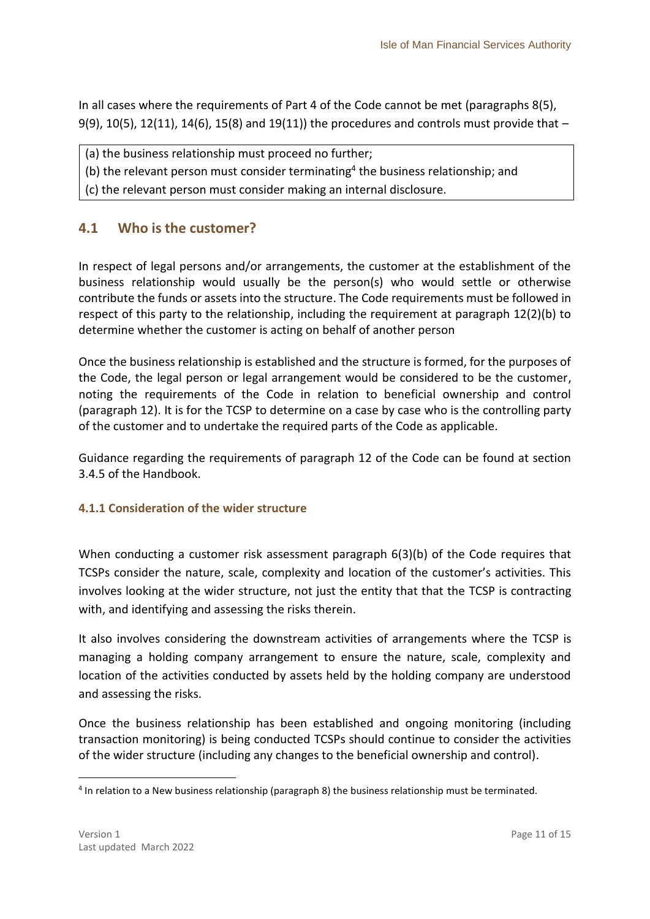In all cases where the requirements of Part 4 of the Code cannot be met (paragraphs 8(5), 9(9), 10(5), 12(11), 14(6), 15(8) and 19(11)) the procedures and controls must provide that –

(a) the business relationship must proceed no further;
(b) the relevant person must consider terminating[4] the business relationship; and
(c) the relevant person must consider making an internal disclosure.

## 4.1 Who is the customer?

In respect of legal persons and/or arrangements, the customer at the establishment of the business relationship would usually be the person(s) who would settle or otherwise contribute the funds or assets into the structure. The Code requirements must be followed in respect of this party to the relationship, including the requirement at paragraph 12(2)(b) to determine whether the customer is acting on behalf of another person

Once the business relationship is established and the structure is formed, for the purposes of the Code, the legal person or legal arrangement would be considered to be the customer, noting the requirements of the Code in relation to beneficial ownership and control (paragraph 12). It is for the TCSP to determine on a case by case who is the controlling party of the customer and to undertake the required parts of the Code as applicable.

Guidance regarding the requirements of paragraph 12 of the Code can be found at section 3.4.5 of the Handbook.

### 4.1.1 Consideration of the wider structure

When conducting a customer risk assessment paragraph 6(3)(b) of the Code requires that TCSPs consider the nature, scale, complexity and location of the customer's activities. This involves looking at the wider structure, not just the entity that that the TCSP is contracting with, and identifying and assessing the risks therein.

It also involves considering the downstream activities of arrangements where the TCSP is managing a holding company arrangement to ensure the nature, scale, complexity and location of the activities conducted by assets held by the holding company are understood and assessing the risks.

Once the business relationship has been established and ongoing monitoring (including transaction monitoring) is being conducted TCSPs should continue to consider the activities of the wider structure (including any changes to the beneficial ownership and control).

[4] In relation to a New business relationship (paragraph 8) the business relationship must be terminated.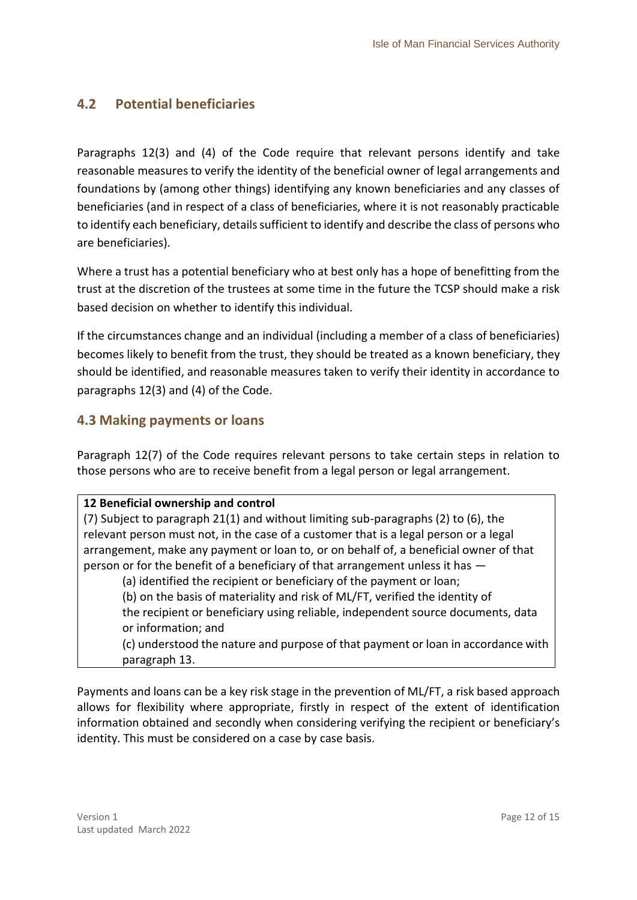## 4.2 Potential beneficiaries

Paragraphs 12(3) and (4) of the Code require that relevant persons identify and take reasonable measures to verify the identity of the beneficial owner of legal arrangements and foundations by (among other things) identifying any known beneficiaries and any classes of beneficiaries (and in respect of a class of beneficiaries, where it is not reasonably practicable to identify each beneficiary, details sufficient to identify and describe the class of persons who are beneficiaries).

Where a trust has a potential beneficiary who at best only has a hope of benefitting from the trust at the discretion of the trustees at some time in the future the TCSP should make a risk based decision on whether to identify this individual.

If the circumstances change and an individual (including a member of a class of beneficiaries) becomes likely to benefit from the trust, they should be treated as a known beneficiary, they should be identified, and reasonable measures taken to verify their identity in accordance to paragraphs 12(3) and (4) of the Code.

## 4.3 Making payments or loans

Paragraph 12(7) of the Code requires relevant persons to take certain steps in relation to those persons who are to receive benefit from a legal person or legal arrangement.

> **12 Beneficial ownership and control**
>
> (7) Subject to paragraph 21(1) and without limiting sub-paragraphs (2) to (6), the relevant person must not, in the case of a customer that is a legal person or a legal arrangement, make any payment or loan to, or on behalf of, a beneficial owner of that person or for the benefit of a beneficiary of that arrangement unless it has —
>
> (a) identified the recipient or beneficiary of the payment or loan;
>
> (b) on the basis of materiality and risk of ML/FT, verified the identity of the recipient or beneficiary using reliable, independent source documents, data or information; and
>
> (c) understood the nature and purpose of that payment or loan in accordance with paragraph 13.

Payments and loans can be a key risk stage in the prevention of ML/FT, a risk based approach allows for flexibility where appropriate, firstly in respect of the extent of identification information obtained and secondly when considering verifying the recipient or beneficiary's identity. This must be considered on a case by case basis.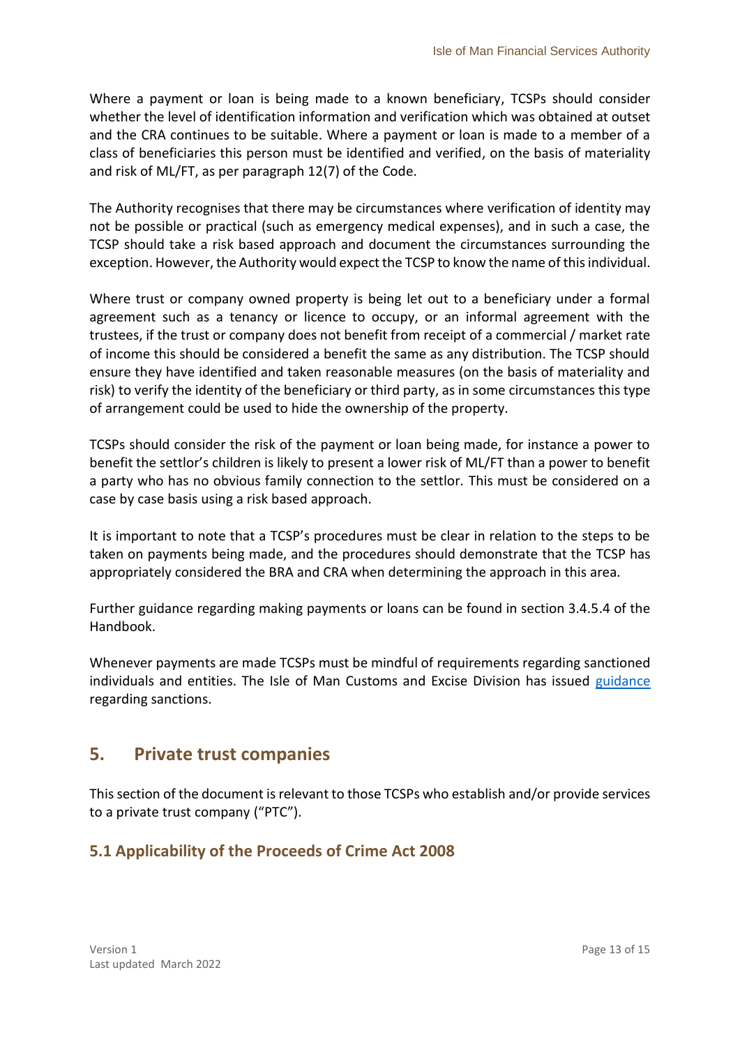Where a payment or loan is being made to a known beneficiary, TCSPs should consider whether the level of identification information and verification which was obtained at outset and the CRA continues to be suitable. Where a payment or loan is made to a member of a class of beneficiaries this person must be identified and verified, on the basis of materiality and risk of ML/FT, as per paragraph 12(7) of the Code.

The Authority recognises that there may be circumstances where verification of identity may not be possible or practical (such as emergency medical expenses), and in such a case, the TCSP should take a risk based approach and document the circumstances surrounding the exception. However, the Authority would expect the TCSP to know the name of this individual.

Where trust or company owned property is being let out to a beneficiary under a formal agreement such as a tenancy or licence to occupy, or an informal agreement with the trustees, if the trust or company does not benefit from receipt of a commercial / market rate of income this should be considered a benefit the same as any distribution. The TCSP should ensure they have identified and taken reasonable measures (on the basis of materiality and risk) to verify the identity of the beneficiary or third party, as in some circumstances this type of arrangement could be used to hide the ownership of the property.

TCSPs should consider the risk of the payment or loan being made, for instance a power to benefit the settlor's children is likely to present a lower risk of ML/FT than a power to benefit a party who has no obvious family connection to the settlor. This must be considered on a case by case basis using a risk based approach.

It is important to note that a TCSP's procedures must be clear in relation to the steps to be taken on payments being made, and the procedures should demonstrate that the TCSP has appropriately considered the BRA and CRA when determining the approach in this area.

Further guidance regarding making payments or loans can be found in section 3.4.5.4 of the Handbook.

Whenever payments are made TCSPs must be mindful of requirements regarding sanctioned individuals and entities. The Isle of Man Customs and Excise Division has issued guidance regarding sanctions.

## 5. Private trust companies

This section of the document is relevant to those TCSPs who establish and/or provide services to a private trust company ("PTC").

### 5.1 Applicability of the Proceeds of Crime Act 2008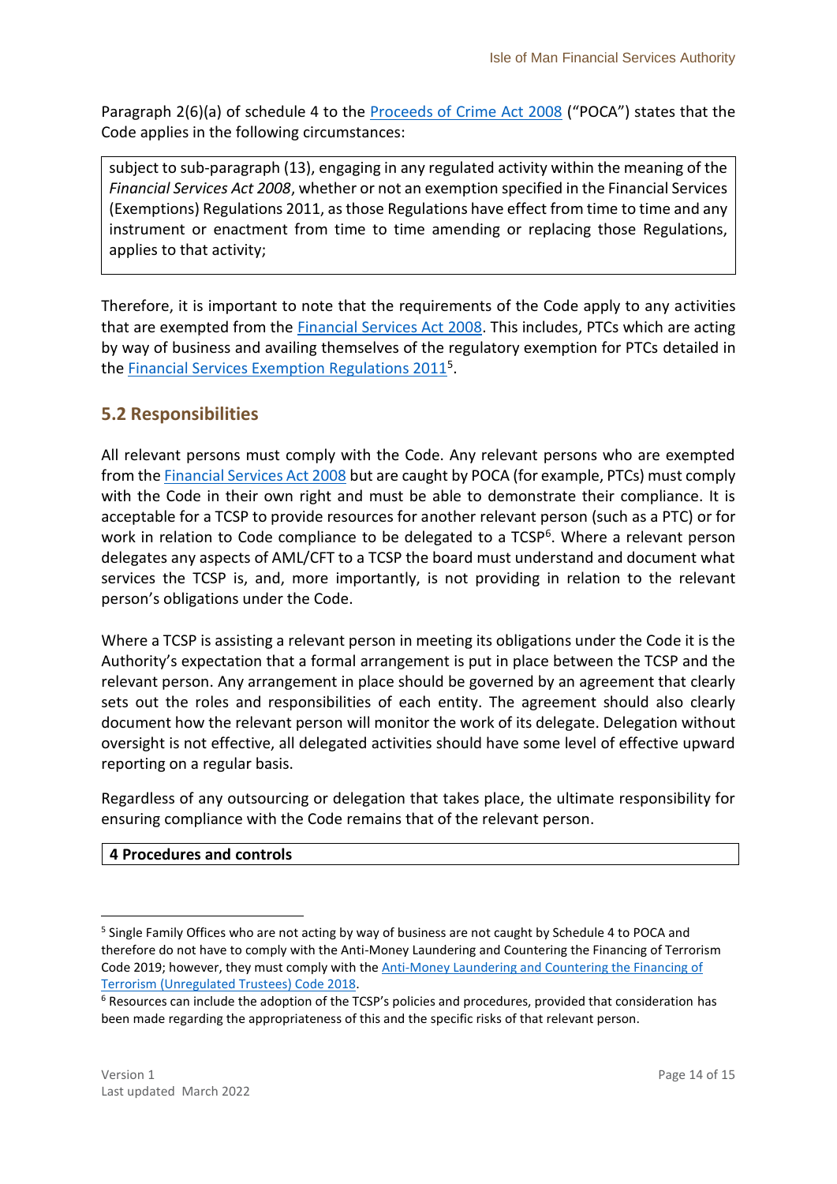Paragraph 2(6)(a) of schedule 4 to the Proceeds of Crime Act 2008 ("POCA") states that the Code applies in the following circumstances:

> subject to sub-paragraph (13), engaging in any regulated activity within the meaning of the *Financial Services Act 2008*, whether or not an exemption specified in the Financial Services (Exemptions) Regulations 2011, as those Regulations have effect from time to time and any instrument or enactment from time to time amending or replacing those Regulations, applies to that activity;

Therefore, it is important to note that the requirements of the Code apply to any activities that are exempted from the Financial Services Act 2008. This includes, PTCs which are acting by way of business and availing themselves of the regulatory exemption for PTCs detailed in the Financial Services Exemption Regulations 2011[5].

## 5.2 Responsibilities

All relevant persons must comply with the Code. Any relevant persons who are exempted from the Financial Services Act 2008 but are caught by POCA (for example, PTCs) must comply with the Code in their own right and must be able to demonstrate their compliance. It is acceptable for a TCSP to provide resources for another relevant person (such as a PTC) or for work in relation to Code compliance to be delegated to a TCSP[6]. Where a relevant person delegates any aspects of AML/CFT to a TCSP the board must understand and document what services the TCSP is, and, more importantly, is not providing in relation to the relevant person's obligations under the Code.

Where a TCSP is assisting a relevant person in meeting its obligations under the Code it is the Authority's expectation that a formal arrangement is put in place between the TCSP and the relevant person. Any arrangement in place should be governed by an agreement that clearly sets out the roles and responsibilities of each entity. The agreement should also clearly document how the relevant person will monitor the work of its delegate. Delegation without oversight is not effective, all delegated activities should have some level of effective upward reporting on a regular basis.

Regardless of any outsourcing or delegation that takes place, the ultimate responsibility for ensuring compliance with the Code remains that of the relevant person.

**4 Procedures and controls**

---

[5] Single Family Offices who are not acting by way of business are not caught by Schedule 4 to POCA and therefore do not have to comply with the Anti-Money Laundering and Countering the Financing of Terrorism Code 2019; however, they must comply with the Anti-Money Laundering and Countering the Financing of Terrorism (Unregulated Trustees) Code 2018.

[6] Resources can include the adoption of the TCSP's policies and procedures, provided that consideration has been made regarding the appropriateness of this and the specific risks of that relevant person.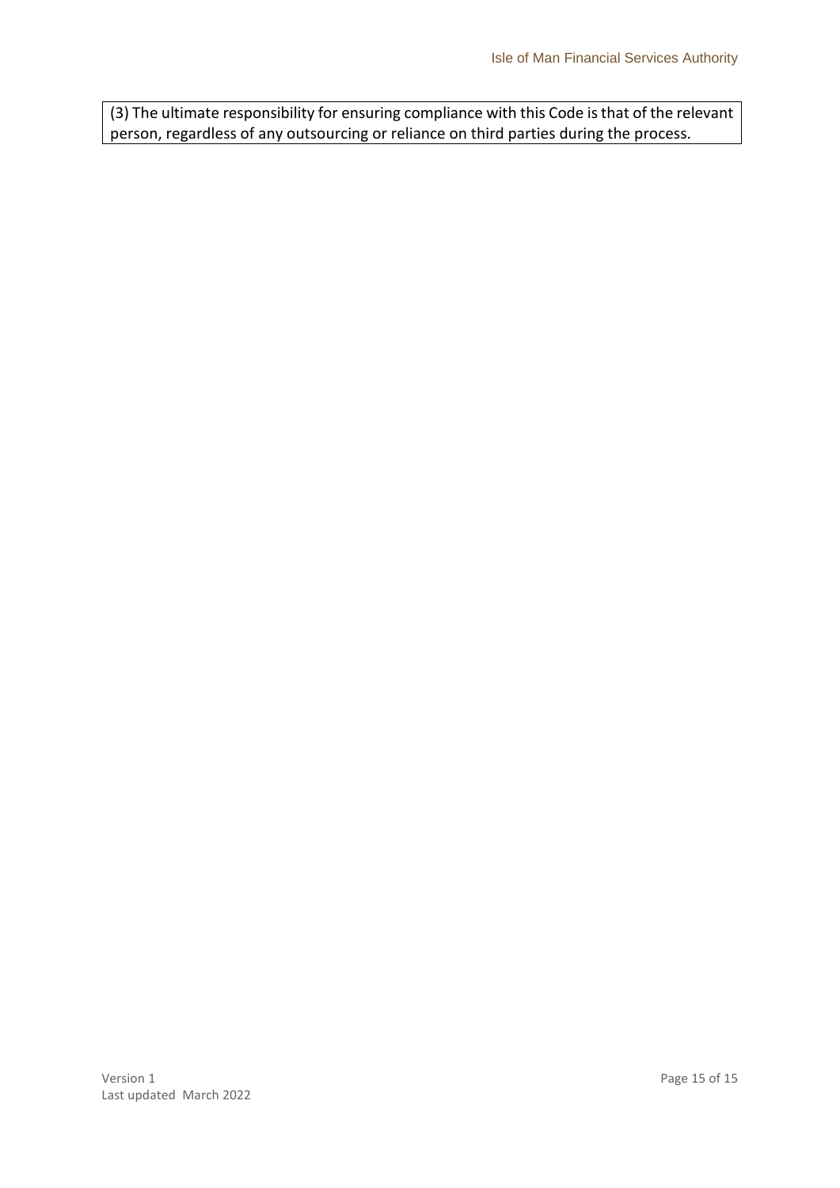(3) The ultimate responsibility for ensuring compliance with this Code is that of the relevant person, regardless of any outsourcing or reliance on third parties during the process.